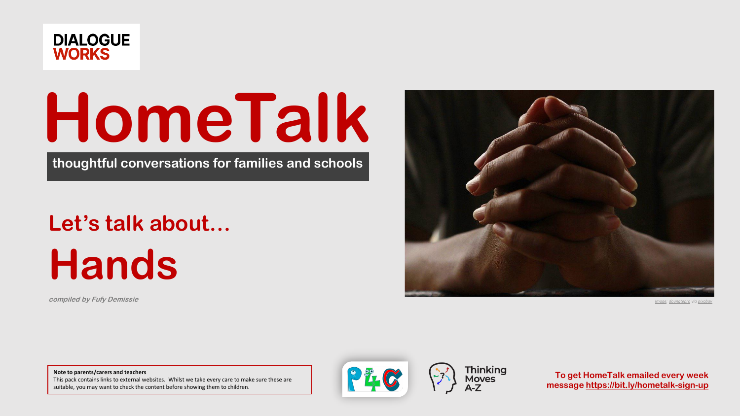DIALOGUE WORKS

# HomeTalk

**thoughtful conversations for families and schools**

## Let's talk about…

# Hands

*compiled by Fufy Demissie*

*Image: doungtepro via pixabay*

**Note to parents/carers and teachers**
This pack contains links to external websites. Whilst we take every care to make sure these are suitable, you may want to check the content before showing them to children.

P4C

Thinking Moves A-Z

**To get HomeTalk emailed every week message https://bit.ly/hometalk-sign-up**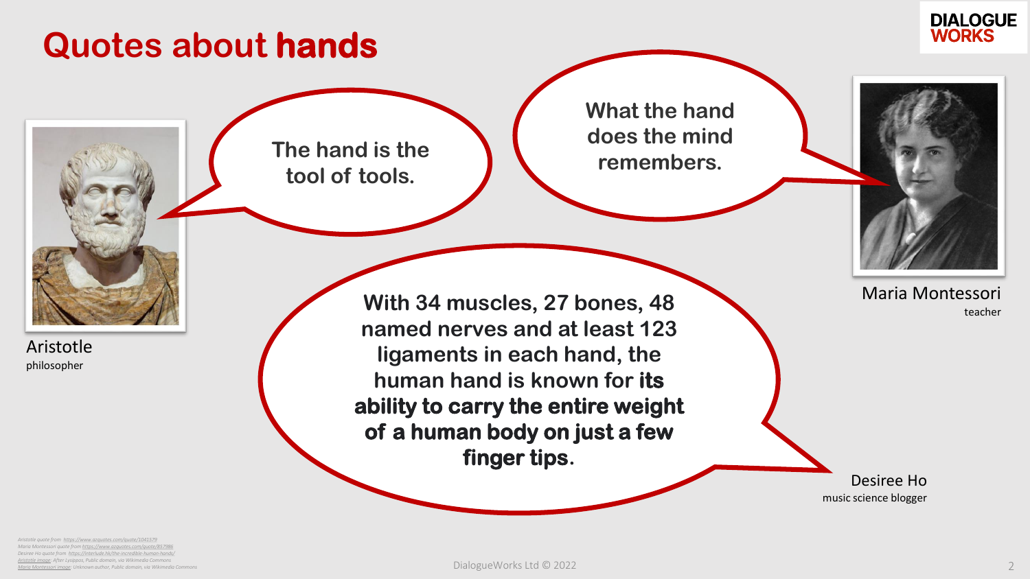# Quotes about **hands**

> The hand is the tool of tools.

Aristotle
philosopher

> What the hand does the mind remembers.

Maria Montessori
teacher

> With 34 muscles, 27 bones, 48 named nerves and at least 123 ligaments in each hand, the human hand is known for **its ability to carry the entire weight of a human body on just a few finger tips**.

Desiree Ho
music science blogger

*Aristotle quote from https://www.azquotes.com/quote/1041579*
*Maria Montessori quote from https://www.azquotes.com/quote/857986*
*Desiree Ho quote from https://interlude.hk/the-incredible-human-hands/*
*Aristotle image: After Lysippos, Public domain, via Wikimedia Commons*
*Maria Montessori image: Unknown author, Public domain, via Wikimedia Commons*

DialogueWorks Ltd © 2022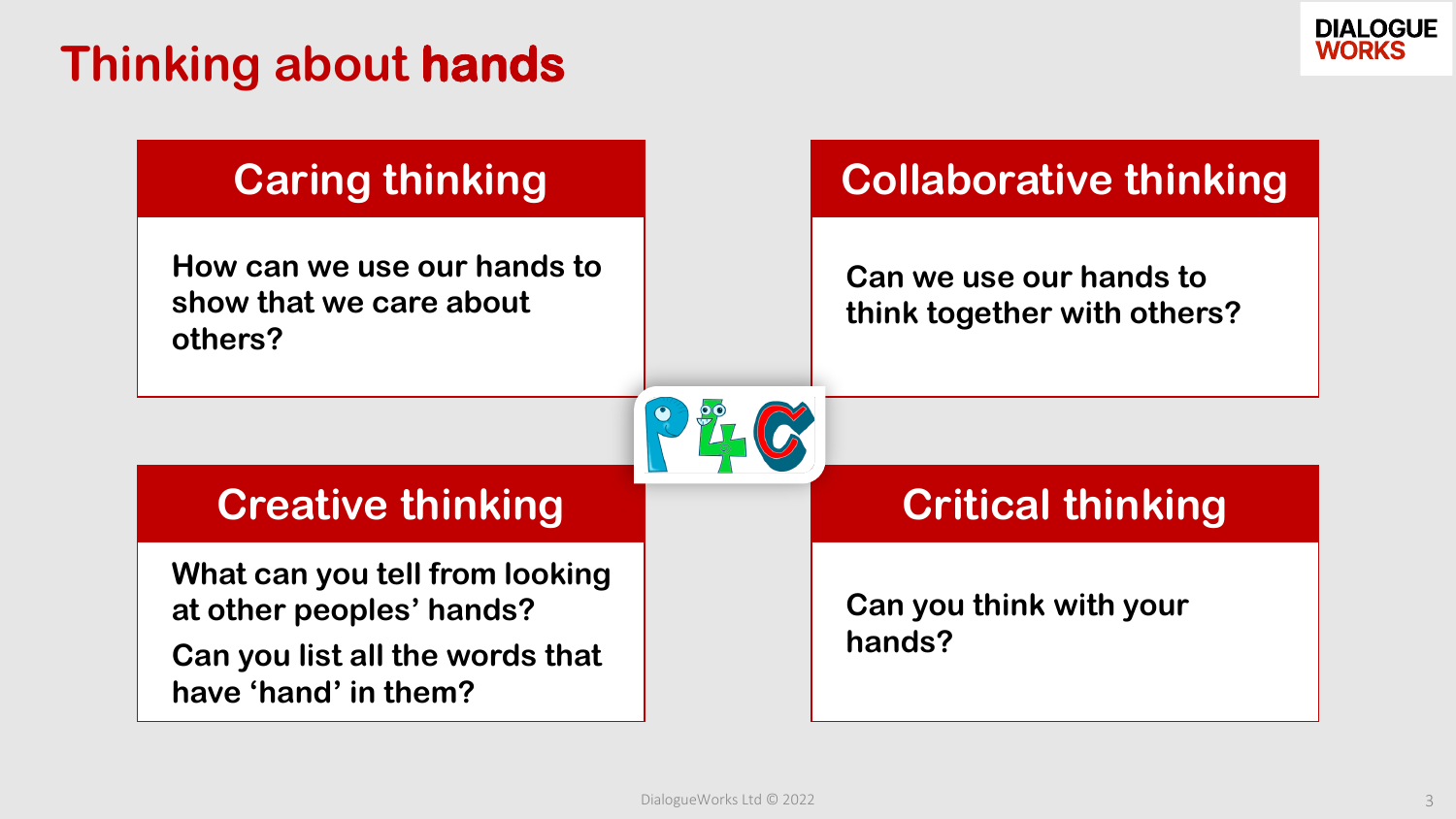# Thinking about hands

## Caring thinking

How can we use our hands to show that we care about others?

## Collaborative thinking

Can we use our hands to think together with others?

## Creative thinking

What can you tell from looking at other peoples' hands?

Can you list all the words that have 'hand' in them?

## Critical thinking

Can you think with your hands?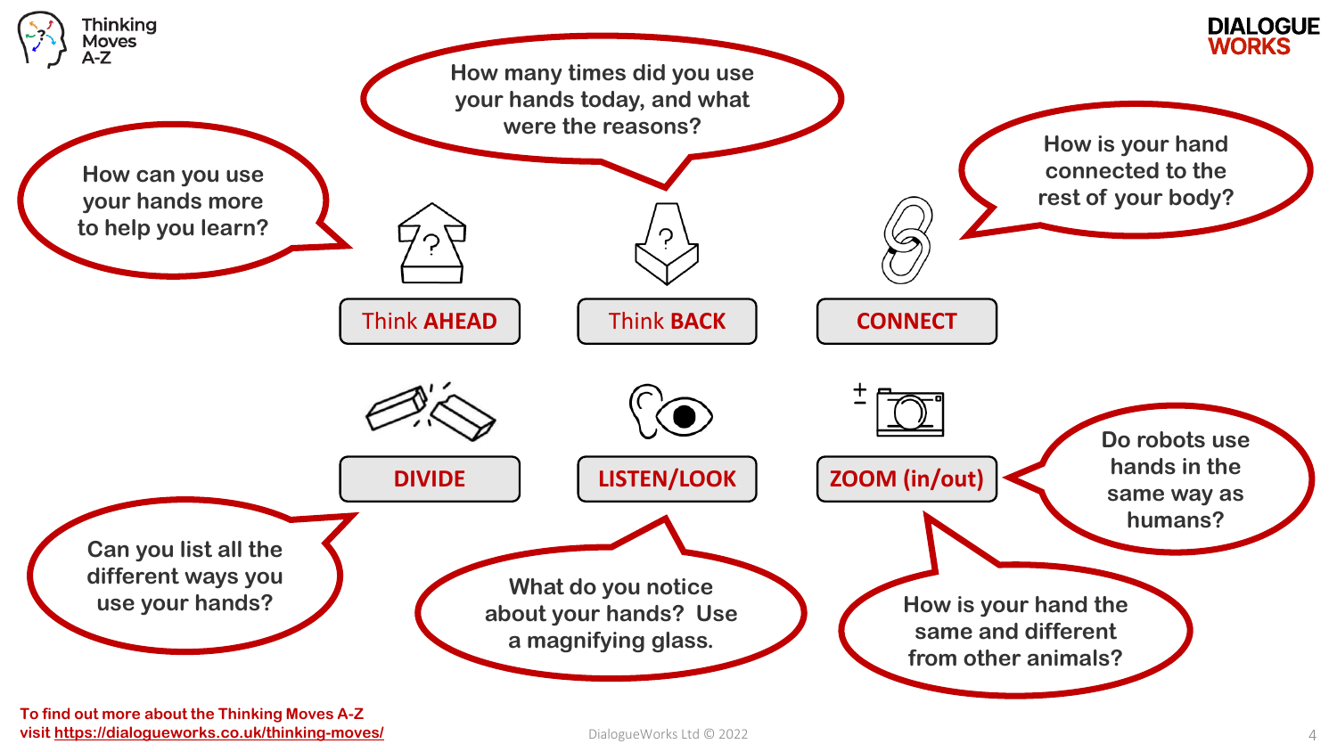Thinking Moves A-Z

DIALOGUE WORKS

**Think AHEAD**

How can you use your hands more to help you learn?

**Think BACK**

How many times did you use your hands today, and what were the reasons?

**CONNECT**

How is your hand connected to the rest of your body?

**DIVIDE**

Can you list all the different ways you use your hands?

**LISTEN/LOOK**

What do you notice about your hands? Use a magnifying glass.

**ZOOM (in/out)**

Do robots use hands in the same way as humans?

How is your hand the same and different from other animals?

To find out more about the Thinking Moves A-Z visit https://dialogueworks.co.uk/thinking-moves/

DialogueWorks Ltd © 2022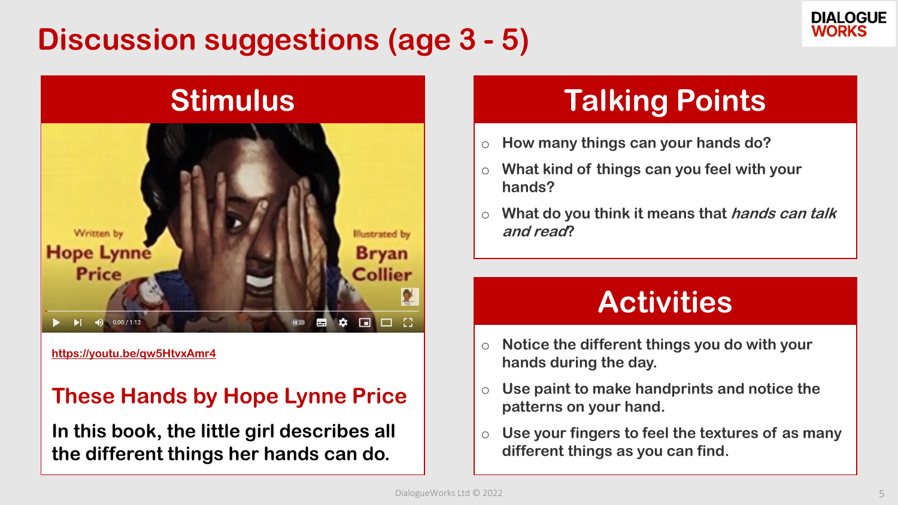# Discussion suggestions (age 3 - 5)

## Stimulus

https://youtu.be/qw5HtvxAmr4

### These Hands by Hope Lynne Price

**In this book, the little girl describes all the different things her hands can do.**

## Talking Points

- How many things can your hands do?
- What kind of things can you feel with your hands?
- What do you think it means that *hands can talk and read*?

## Activities

- Notice the different things you do with your hands during the day.
- Use paint to make handprints and notice the patterns on your hand.
- Use your fingers to feel the textures of as many different things as you can find.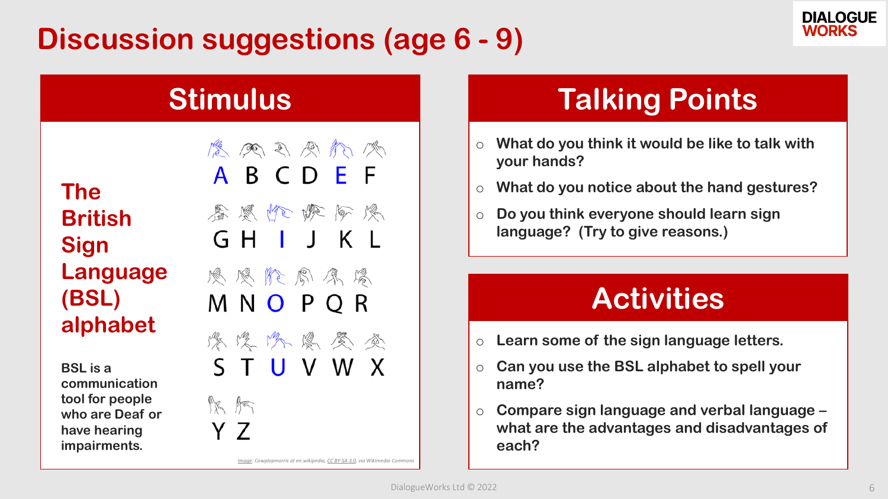# Discussion suggestions (age 6 - 9)

## Stimulus

**The British Sign Language (BSL) alphabet**

**BSL is a communication tool for people who are Deaf or have hearing impairments.**

A B C D E F

G H I J K L

M N O P Q R

S T U V W X

Y Z

*Image: Cowplopmorris at en.wikipedia, CC BY-SA 3.0, via Wikimedia Commons*

## Talking Points

- What do you think it would be like to talk with your hands?
- What do you notice about the hand gestures?
- Do you think everyone should learn sign language? (Try to give reasons.)

## Activities

- Learn some of the sign language letters.
- Can you use the BSL alphabet to spell your name?
- Compare sign language and verbal language – what are the advantages and disadvantages of each?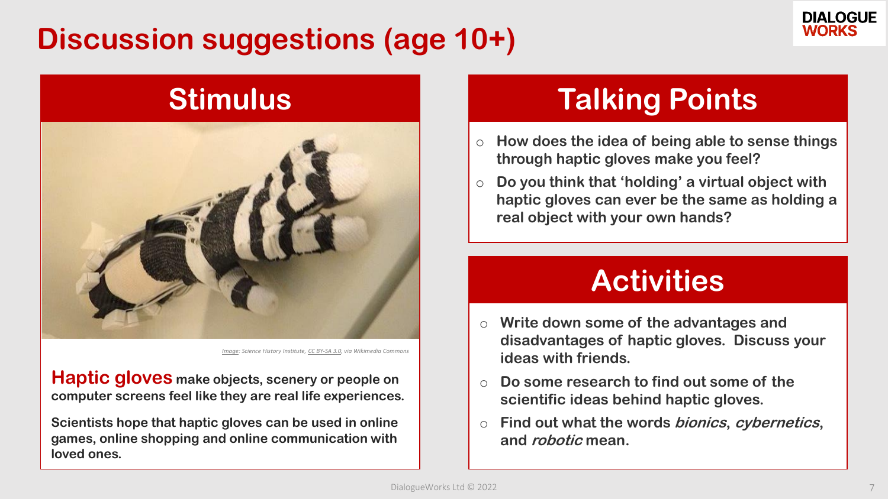# Discussion suggestions (age 10+)

## Stimulus

Image: Science History Institute, CC BY-SA 3.0, via Wikimedia Commons

**Haptic gloves** make objects, scenery or people on computer screens feel like they are real life experiences.

Scientists hope that haptic gloves can be used in online games, online shopping and online communication with loved ones.

## Talking Points

- How does the idea of being able to sense things through haptic gloves make you feel?
- Do you think that 'holding' a virtual object with haptic gloves can ever be the same as holding a real object with your own hands?

## Activities

- Write down some of the advantages and disadvantages of haptic gloves. Discuss your ideas with friends.
- Do some research to find out some of the scientific ideas behind haptic gloves.
- Find out what the words *bionics*, *cybernetics*, and *robotic* mean.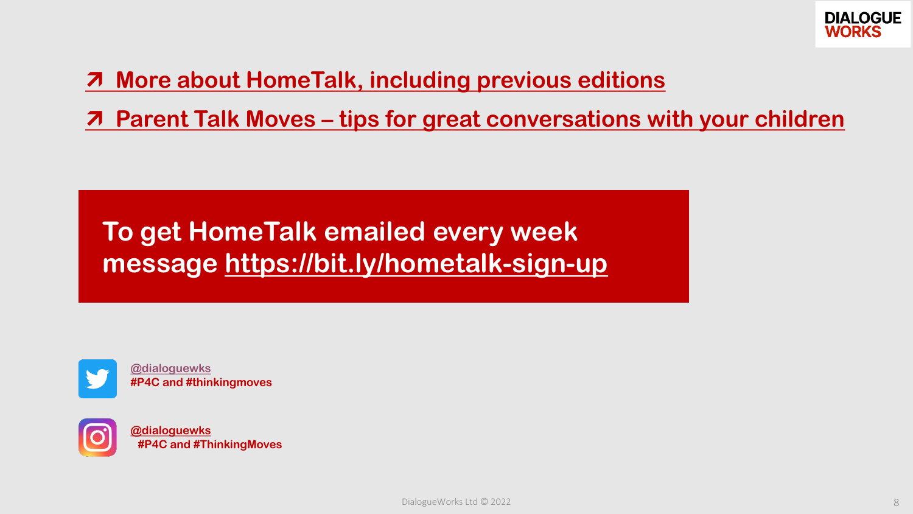↗ More about HomeTalk, including previous editions

↗ Parent Talk Moves – tips for great conversations with your children

**To get HomeTalk emailed every week message https://bit.ly/hometalk-sign-up**

@dialoguewks
#P4C and #thinkingmoves

@dialoguewks
#P4C and #ThinkingMoves

DialogueWorks Ltd © 2022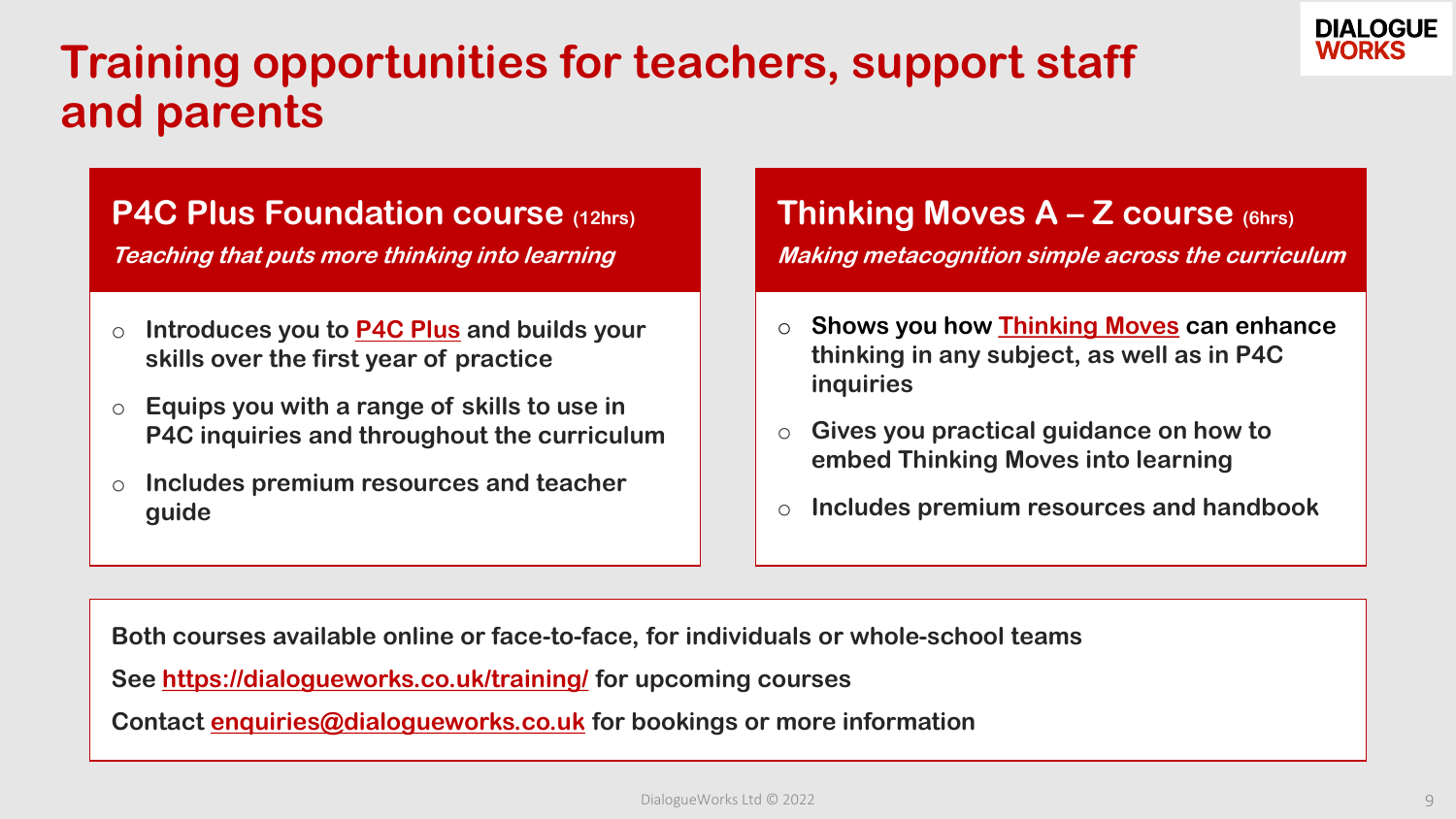# Training opportunities for teachers, support staff and parents

## P4C Plus Foundation course (12hrs)

***Teaching that puts more thinking into learning***

- Introduces you to P4C Plus and builds your skills over the first year of practice
- Equips you with a range of skills to use in P4C inquiries and throughout the curriculum
- Includes premium resources and teacher guide

## Thinking Moves A – Z course (6hrs)

***Making metacognition simple across the curriculum***

- Shows you how Thinking Moves can enhance thinking in any subject, as well as in P4C inquiries
- Gives you practical guidance on how to embed Thinking Moves into learning
- Includes premium resources and handbook

**Both courses available online or face-to-face, for individuals or whole-school teams**

**See https://dialogueworks.co.uk/training/ for upcoming courses**

**Contact enquiries@dialogueworks.co.uk for bookings or more information**

DialogueWorks Ltd © 2022